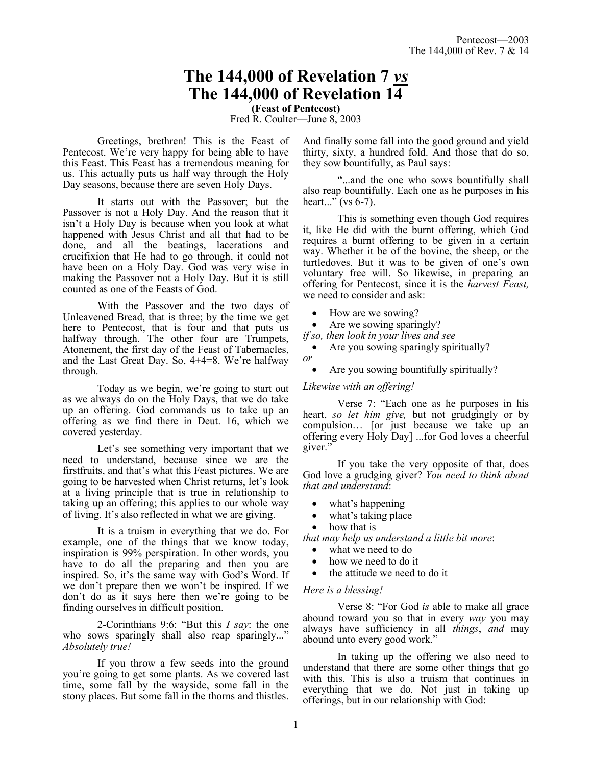# The 144,000 of Revelation 7 *vs* The 144,000 of Revelation 14

**(Feast of Pentecost)**

Fred R. Coulter—June 8, 2003

Greetings, brethren! This is the Feast of Pentecost. We're very happy for being able to have this Feast. This Feast has a tremendous meaning for us. This actually puts us half way through the Holy Day seasons, because there are seven Holy Days.

It starts out with the Passover; but the Passover is not a Holy Day. And the reason that it isn't a Holy Day is because when you look at what happened with Jesus Christ and all that had to be done, and all the beatings, lacerations and crucifixion that He had to go through, it could not have been on a Holy Day. God was very wise in making the Passover not a Holy Day. But it is still counted as one of the Feasts of God.

With the Passover and the two days of Unleavened Bread, that is three; by the time we get here to Pentecost, that is four and that puts us halfway through. The other four are Trumpets, Atonement, the first day of the Feast of Tabernacles, and the Last Great Day. So, 4+4=8. We're halfway through.

Today as we begin, we're going to start out as we always do on the Holy Days, that we do take up an offering. God commands us to take up an offering as we find there in Deut. 16, which we covered yesterday.

Let's see something very important that we need to understand, because since we are the firstfruits, and that's what this Feast pictures. We are going to be harvested when Christ returns, let's look at a living principle that is true in relationship to taking up an offering; this applies to our whole way of living. It's also reflected in what we are giving.

It is a truism in everything that we do. For example, one of the things that we know today, inspiration is 99% perspiration. In other words, you have to do all the preparing and then you are inspired. So, it's the same way with God's Word. If we don't prepare then we won't be inspired. If we don't do as it says here then we're going to be finding ourselves in difficult position.

2-Corinthians 9:6: "But this *I say*: the one who sows sparingly shall also reap sparingly..." *Absolutely true!*

If you throw a few seeds into the ground you're going to get some plants. As we covered last time, some fall by the wayside, some fall in the stony places. But some fall in the thorns and thistles. And finally some fall into the good ground and yield thirty, sixty, a hundred fold. And those that do so, they sow bountifully, as Paul says:

"...and the one who sows bountifully shall also reap bountifully. Each one as he purposes in his heart..." (vs 6-7).

This is something even though God requires it, like He did with the burnt offering, which God requires a burnt offering to be given in a certain way. Whether it be of the bovine, the sheep, or the turtledoves. But it was to be given of one's own voluntary free will. So likewise, in preparing an offering for Pentecost, since it is the *harvest Feast,* we need to consider and ask:

- How are we sowing?
- Are we sowing sparingly?

*if so, then look in your lives and see*

- Are you sowing sparingly spiritually?

*or*

- Are you sowing bountifully spiritually?

*Likewise with an offering!*

Verse 7: "Each one as he purposes in his heart, *so let him give,* but not grudgingly or by compulsion… [or just because we take up an offering every Holy Day] ...for God loves a cheerful giver."

If you take the very opposite of that, does God love a grudging giver? *You need to think about that and understand*:

- what's happening
- what's taking place
- how that is

*that may help us understand a little bit more*:

- what we need to do
- how we need to do it
- the attitude we need to do it

*Here is a blessing!*

Verse 8: "For God *is* able to make all grace abound toward you so that in every *way* you may always have sufficiency in all *things*, *and* may abound unto every good work."

In taking up the offering we also need to understand that there are some other things that go with this. This is also a truism that continues in everything that we do. Not just in taking up offerings, but in our relationship with God: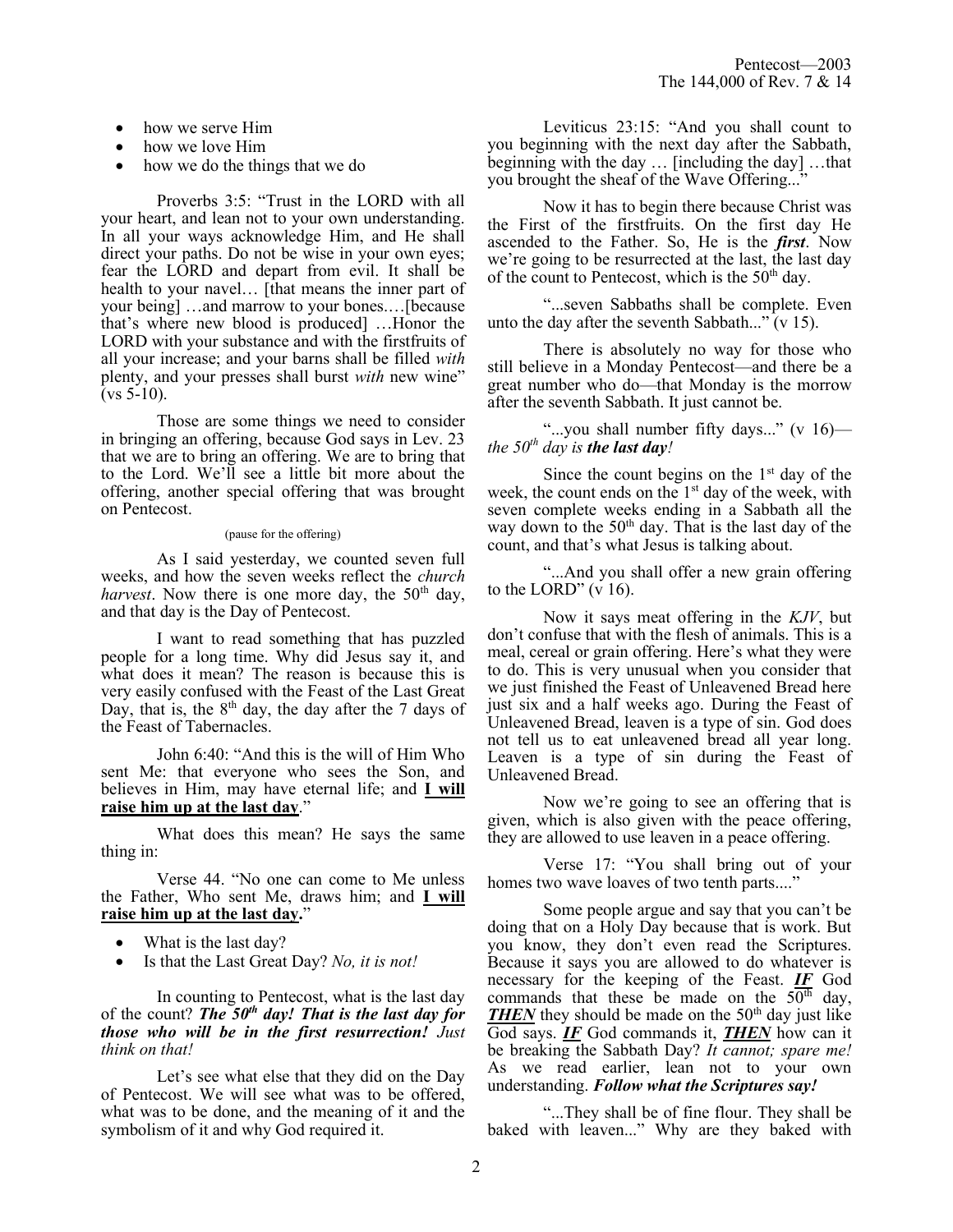- how we serve Him
- how we love Him
- how we do the things that we do

Proverbs 3:5: "Trust in the LORD with all your heart, and lean not to your own understanding. In all your ways acknowledge Him, and He shall direct your paths. Do not be wise in your own eyes; fear the LORD and depart from evil. It shall be health to your navel… [that means the inner part of your being] …and marrow to your bones.…[because that's where new blood is produced] …Honor the LORD with your substance and with the firstfruits of all your increase; and your barns shall be filled *with* plenty, and your presses shall burst *with* new wine" (vs 5-10).

Those are some things we need to consider in bringing an offering, because God says in Lev. 23 that we are to bring an offering. We are to bring that to the Lord. We'll see a little bit more about the offering, another special offering that was brought on Pentecost.

(pause for the offering)

As I said yesterday, we counted seven full weeks, and how the seven weeks reflect the *church harvest*. Now there is one more day, the 50th day, and that day is the Day of Pentecost.

I want to read something that has puzzled people for a long time. Why did Jesus say it, and what does it mean? The reason is because this is very easily confused with the Feast of the Last Great Day, that is, the 8th day, the day after the 7 days of the Feast of Tabernacles.

John 6:40: "And this is the will of Him Who sent Me: that everyone who sees the Son, and believes in Him, may have eternal life; and **<u>I will raise him up at the last day</u>**."

What does this mean? He says the same thing in:

Verse 44. "No one can come to Me unless the Father, Who sent Me, draws him; and **<u>I will raise him up at the last day</u>**."

- What is the last day?
- Is that the Last Great Day? *No, it is not!*

In counting to Pentecost, what is the last day of the count? ***The 50th day! That is the last day for those who will be in the first resurrection!*** *Just think on that!*

Let's see what else that they did on the Day of Pentecost. We will see what was to be offered, what was to be done, and the meaning of it and the symbolism of it and why God required it.

Leviticus 23:15: "And you shall count to you beginning with the next day after the Sabbath, beginning with the day … [including the day] …that you brought the sheaf of the Wave Offering..."

Now it has to begin there because Christ was the First of the firstfruits. On the first day He ascended to the Father. So, He is the ***first***. Now we're going to be resurrected at the last, the last day of the count to Pentecost, which is the 50th day.

"...seven Sabbaths shall be complete. Even unto the day after the seventh Sabbath..." (v 15).

There is absolutely no way for those who still believe in a Monday Pentecost—and there be a great number who do—that Monday is the morrow after the seventh Sabbath. It just cannot be.

"...you shall number fifty days..." (v 16)—*the 50th day is **the last day**!*

Since the count begins on the 1st day of the week, the count ends on the 1st day of the week, with seven complete weeks ending in a Sabbath all the way down to the 50th day. That is the last day of the count, and that's what Jesus is talking about.

"...And you shall offer a new grain offering to the LORD" (v 16).

Now it says meat offering in the *KJV*, but don't confuse that with the flesh of animals. This is a meal, cereal or grain offering. Here's what they were to do. This is very unusual when you consider that we just finished the Feast of Unleavened Bread here just six and a half weeks ago. During the Feast of Unleavened Bread, leaven is a type of sin. God does not tell us to eat unleavened bread all year long. Leaven is a type of sin during the Feast of Unleavened Bread.

Now we're going to see an offering that is given, which is also given with the peace offering, they are allowed to use leaven in a peace offering.

Verse 17: "You shall bring out of your homes two wave loaves of two tenth parts...."

Some people argue and say that you can't be doing that on a Holy Day because that is work. But you know, they don't even read the Scriptures. Because it says you are allowed to do whatever is necessary for the keeping of the Feast. ***<u>IF</u>*** God commands that these be made on the 50th day, ***<u>THEN</u>*** they should be made on the 50th day just like God says. ***<u>IF</u>*** God commands it, ***<u>THEN</u>*** how can it be breaking the Sabbath Day? *It cannot; spare me!* As we read earlier, lean not to your own understanding. ***Follow what the Scriptures say!***

"...They shall be of fine flour. They shall be baked with leaven..." Why are they baked with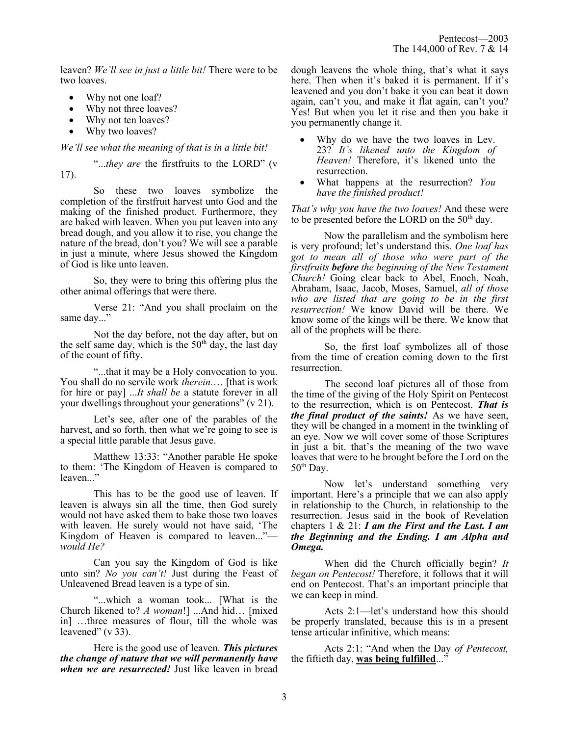leaven? *We'll see in just a little bit!* There were to be two loaves.

- Why not one loaf?
- Why not three loaves?
- Why not ten loaves?
- Why two loaves?

*We'll see what the meaning of that is in a little bit!*

"...*they are* the firstfruits to the LORD" (v 17).

So these two loaves symbolize the completion of the firstfruit harvest unto God and the making of the finished product. Furthermore, they are baked with leaven. When you put leaven into any bread dough, and you allow it to rise, you change the nature of the bread, don't you? We will see a parable in just a minute, where Jesus showed the Kingdom of God is like unto leaven.

So, they were to bring this offering plus the other animal offerings that were there.

Verse 21: "And you shall proclaim on the same day..."

Not the day before, not the day after, but on the self same day, which is the 50th day, the last day of the count of fifty.

"...that it may be a Holy convocation to you. You shall do no servile work *therein.*… [that is work for hire or pay] ...*It shall be* a statute forever in all your dwellings throughout your generations" (v 21).

Let's see, after one of the parables of the harvest, and so forth, then what we're going to see is a special little parable that Jesus gave.

Matthew 13:33: "Another parable He spoke to them: 'The Kingdom of Heaven is compared to leaven..."

This has to be the good use of leaven. If leaven is always sin all the time, then God surely would not have asked them to bake those two loaves with leaven. He surely would not have said, 'The Kingdom of Heaven is compared to leaven..."—*would He?*

Can you say the Kingdom of God is like unto sin? *No you can't!* Just during the Feast of Unleavened Bread leaven is a type of sin.

"...which a woman took... [What is the Church likened to? *A woman*!] ...And hid… [mixed in] …three measures of flour, till the whole was leavened" (v 33).

Here is the good use of leaven. ***This pictures the change of nature that we will permanently have when we are resurrected!*** Just like leaven in bread dough leavens the whole thing, that's what it says here. Then when it's baked it is permanent. If it's leavened and you don't bake it you can beat it down again, can't you, and make it flat again, can't you? Yes! But when you let it rise and then you bake it you permanently change it.

- Why do we have the two loaves in Lev. 23? *It's likened unto the Kingdom of Heaven!* Therefore, it's likened unto the resurrection.
- What happens at the resurrection? *You have the finished product!*

*That's why you have the two loaves!* And these were to be presented before the LORD on the 50th day.

Now the parallelism and the symbolism here is very profound; let's understand this. *One loaf has got to mean all of those who were part of the firstfruits* ***before*** *the beginning of the New Testament Church!* Going clear back to Abel, Enoch, Noah, Abraham, Isaac, Jacob, Moses, Samuel, *all of those who are listed that are going to be in the first resurrection!* We know David will be there. We know some of the kings will be there. We know that all of the prophets will be there.

So, the first loaf symbolizes all of those from the time of creation coming down to the first resurrection.

The second loaf pictures all of those from the time of the giving of the Holy Spirit on Pentecost to the resurrection, which is on Pentecost. ***That is the final product of the saints!*** As we have seen, they will be changed in a moment in the twinkling of an eye. Now we will cover some of those Scriptures in just a bit. that's the meaning of the two wave loaves that were to be brought before the Lord on the 50th Day.

Now let's understand something very important. Here's a principle that we can also apply in relationship to the Church, in relationship to the resurrection. Jesus said in the book of Revelation chapters 1 & 21: ***I am the First and the Last. I am the Beginning and the Ending. I am Alpha and Omega.***

When did the Church officially begin? *It began on Pentecost!* Therefore, it follows that it will end on Pentecost. That's an important principle that we can keep in mind.

Acts 2:1—let's understand how this should be properly translated, because this is in a present tense articular infinitive, which means:

Acts 2:1: "And when the Day *of Pentecost,* the fiftieth day, **<u>was being fulfilled</u>**..."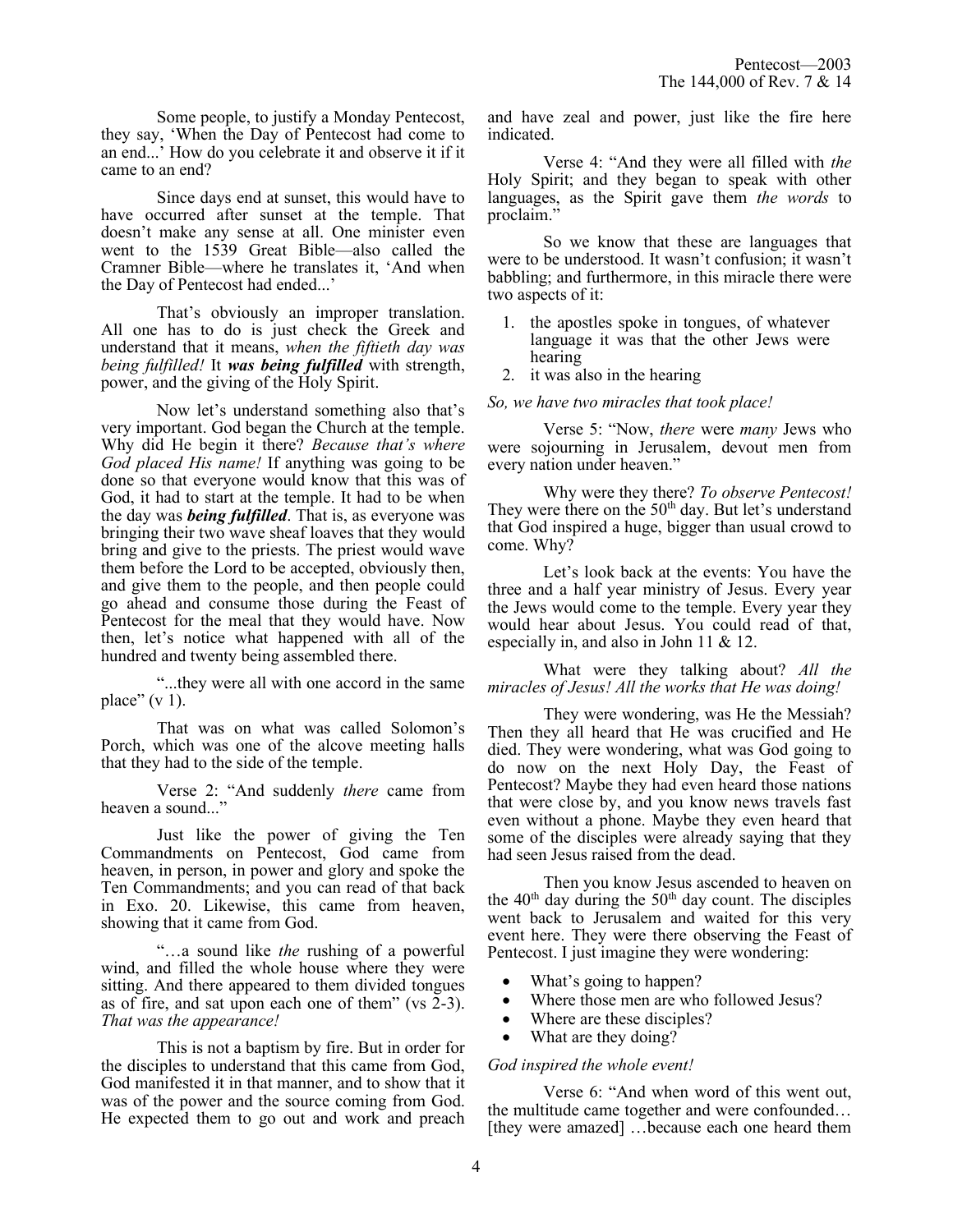Some people, to justify a Monday Pentecost, they say, 'When the Day of Pentecost had come to an end...' How do you celebrate it and observe it if it came to an end?

Since days end at sunset, this would have to have occurred after sunset at the temple. That doesn't make any sense at all. One minister even went to the 1539 Great Bible—also called the Cramner Bible—where he translates it, 'And when the Day of Pentecost had ended...'

That's obviously an improper translation. All one has to do is just check the Greek and understand that it means, *when the fiftieth day was being fulfilled!* It ***was being fulfilled*** with strength, power, and the giving of the Holy Spirit.

Now let's understand something also that's very important. God began the Church at the temple. Why did He begin it there? *Because that's where God placed His name!* If anything was going to be done so that everyone would know that this was of God, it had to start at the temple. It had to be when the day was ***being fulfilled***. That is, as everyone was bringing their two wave sheaf loaves that they would bring and give to the priests. The priest would wave them before the Lord to be accepted, obviously then, and give them to the people, and then people could go ahead and consume those during the Feast of Pentecost for the meal that they would have. Now then, let's notice what happened with all of the hundred and twenty being assembled there.

"...they were all with one accord in the same place" (v 1).

That was on what was called Solomon's Porch, which was one of the alcove meeting halls that they had to the side of the temple.

Verse 2: "And suddenly *there* came from heaven a sound..."

Just like the power of giving the Ten Commandments on Pentecost, God came from heaven, in person, in power and glory and spoke the Ten Commandments; and you can read of that back in Exo. 20. Likewise, this came from heaven, showing that it came from God.

"…a sound like *the* rushing of a powerful wind, and filled the whole house where they were sitting. And there appeared to them divided tongues as of fire, and sat upon each one of them" (vs 2-3). *That was the appearance!*

This is not a baptism by fire. But in order for the disciples to understand that this came from God, God manifested it in that manner, and to show that it was of the power and the source coming from God. He expected them to go out and work and preach and have zeal and power, just like the fire here indicated.

Verse 4: "And they were all filled with *the* Holy Spirit; and they began to speak with other languages, as the Spirit gave them *the words* to proclaim."

So we know that these are languages that were to be understood. It wasn't confusion; it wasn't babbling; and furthermore, in this miracle there were two aspects of it:

1. the apostles spoke in tongues, of whatever language it was that the other Jews were hearing
2. it was also in the hearing

*So, we have two miracles that took place!*

Verse 5: "Now, *there* were *many* Jews who were sojourning in Jerusalem, devout men from every nation under heaven."

Why were they there? *To observe Pentecost!* They were there on the 50th day. But let's understand that God inspired a huge, bigger than usual crowd to come. Why?

Let's look back at the events: You have the three and a half year ministry of Jesus. Every year the Jews would come to the temple. Every year they would hear about Jesus. You could read of that, especially in, and also in John 11 & 12.

What were they talking about? *All the miracles of Jesus! All the works that He was doing!*

They were wondering, was He the Messiah? Then they all heard that He was crucified and He died. They were wondering, what was God going to do now on the next Holy Day, the Feast of Pentecost? Maybe they had even heard those nations that were close by, and you know news travels fast even without a phone. Maybe they even heard that some of the disciples were already saying that they had seen Jesus raised from the dead.

Then you know Jesus ascended to heaven on the 40th day during the 50th day count. The disciples went back to Jerusalem and waited for this very event here. They were there observing the Feast of Pentecost. I just imagine they were wondering:

- What's going to happen?
- Where those men are who followed Jesus?
- Where are these disciples?
- What are they doing?

*God inspired the whole event!*

Verse 6: "And when word of this went out, the multitude came together and were confounded… [they were amazed] …because each one heard them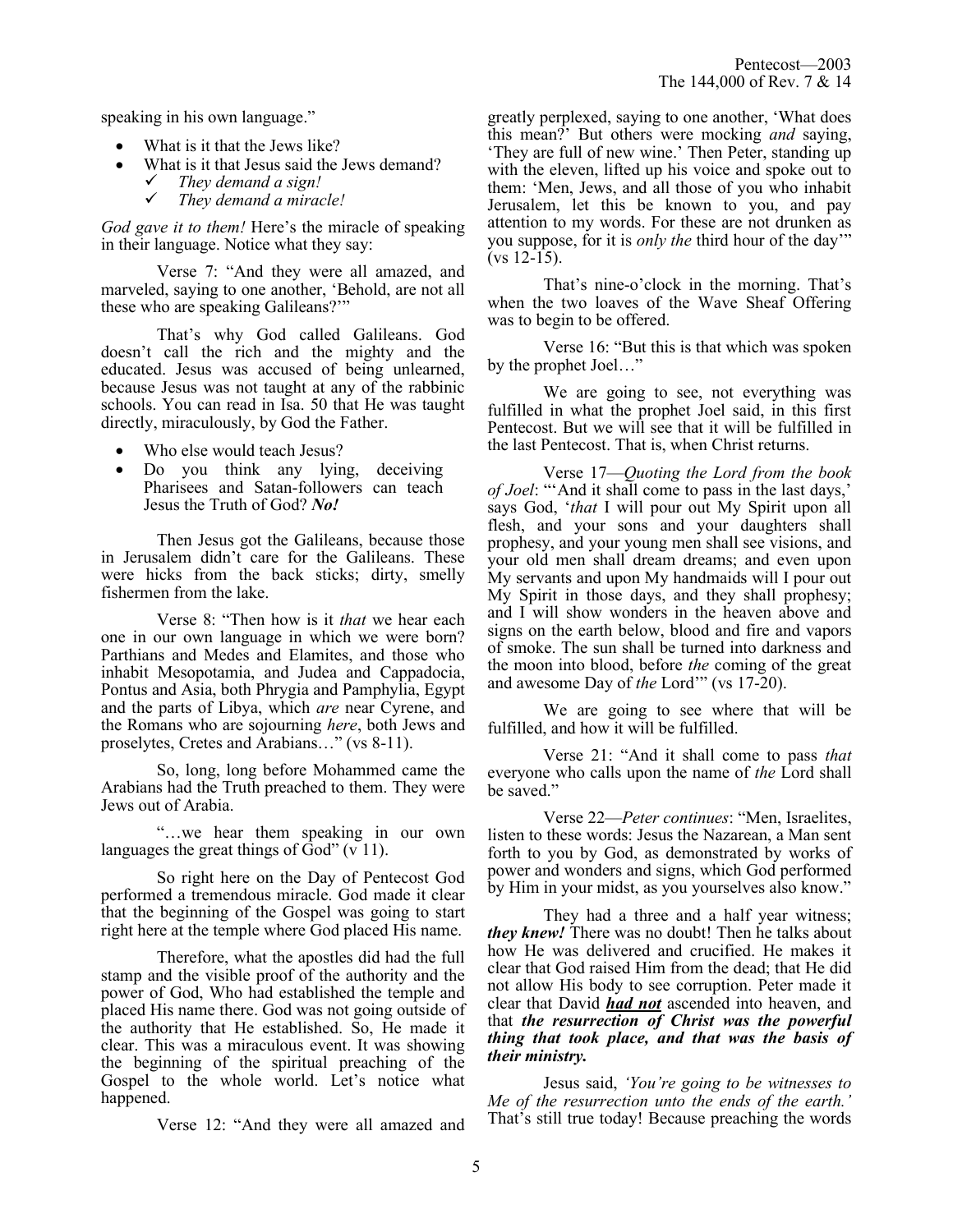speaking in his own language."

- What is it that the Jews like?
- What is it that Jesus said the Jews demand?
  - ✓ *They demand a sign!*
  - ✓ *They demand a miracle!*

*God gave it to them!* Here's the miracle of speaking in their language. Notice what they say:

Verse 7: "And they were all amazed, and marveled, saying to one another, 'Behold, are not all these who are speaking Galileans?'"

That's why God called Galileans. God doesn't call the rich and the mighty and the educated. Jesus was accused of being unlearned, because Jesus was not taught at any of the rabbinic schools. You can read in Isa. 50 that He was taught directly, miraculously, by God the Father.

- Who else would teach Jesus?
- Do you think any lying, deceiving Pharisees and Satan-followers can teach Jesus the Truth of God? ***No!***

Then Jesus got the Galileans, because those in Jerusalem didn't care for the Galileans. These were hicks from the back sticks; dirty, smelly fishermen from the lake.

Verse 8: "Then how is it *that* we hear each one in our own language in which we were born? Parthians and Medes and Elamites, and those who inhabit Mesopotamia, and Judea and Cappadocia, Pontus and Asia, both Phrygia and Pamphylia, Egypt and the parts of Libya, which *are* near Cyrene, and the Romans who are sojourning *here*, both Jews and proselytes, Cretes and Arabians…" (vs 8-11).

So, long, long before Mohammed came the Arabians had the Truth preached to them. They were Jews out of Arabia.

"…we hear them speaking in our own languages the great things of God" (v 11).

So right here on the Day of Pentecost God performed a tremendous miracle. God made it clear that the beginning of the Gospel was going to start right here at the temple where God placed His name.

Therefore, what the apostles did had the full stamp and the visible proof of the authority and the power of God, Who had established the temple and placed His name there. God was not going outside of the authority that He established. So, He made it clear. This was a miraculous event. It was showing the beginning of the spiritual preaching of the Gospel to the whole world. Let's notice what happened.

Verse 12: "And they were all amazed and greatly perplexed, saying to one another, 'What does this mean?' But others were mocking *and* saying, 'They are full of new wine.' Then Peter, standing up with the eleven, lifted up his voice and spoke out to them: 'Men, Jews, and all those of you who inhabit Jerusalem, let this be known to you, and pay attention to my words. For these are not drunken as you suppose, for it is *only the* third hour of the day'" (vs 12-15).

That's nine-o'clock in the morning. That's when the two loaves of the Wave Sheaf Offering was to begin to be offered.

Verse 16: "But this is that which was spoken by the prophet Joel…"

We are going to see, not everything was fulfilled in what the prophet Joel said, in this first Pentecost. But we will see that it will be fulfilled in the last Pentecost. That is, when Christ returns.

Verse 17—*Quoting the Lord from the book of Joel*: "'And it shall come to pass in the last days,' says God, '*that* I will pour out My Spirit upon all flesh, and your sons and your daughters shall prophesy, and your young men shall see visions, and your old men shall dream dreams; and even upon My servants and upon My handmaids will I pour out My Spirit in those days, and they shall prophesy; and I will show wonders in the heaven above and signs on the earth below, blood and fire and vapors of smoke. The sun shall be turned into darkness and the moon into blood, before *the* coming of the great and awesome Day of *the* Lord'" (vs 17-20).

We are going to see where that will be fulfilled, and how it will be fulfilled.

Verse 21: "And it shall come to pass *that* everyone who calls upon the name of *the* Lord shall be saved."

Verse 22—*Peter continues*: "Men, Israelites, listen to these words: Jesus the Nazarean, a Man sent forth to you by God, as demonstrated by works of power and wonders and signs, which God performed by Him in your midst, as you yourselves also know."

They had a three and a half year witness; ***they knew!*** There was no doubt! Then he talks about how He was delivered and crucified. He makes it clear that God raised Him from the dead; that He did not allow His body to see corruption. Peter made it clear that David ***had not*** ascended into heaven, and that ***the resurrection of Christ was the powerful thing that took place, and that was the basis of their ministry.***

Jesus said, *'You're going to be witnesses to Me of the resurrection unto the ends of the earth.'* That's still true today! Because preaching the words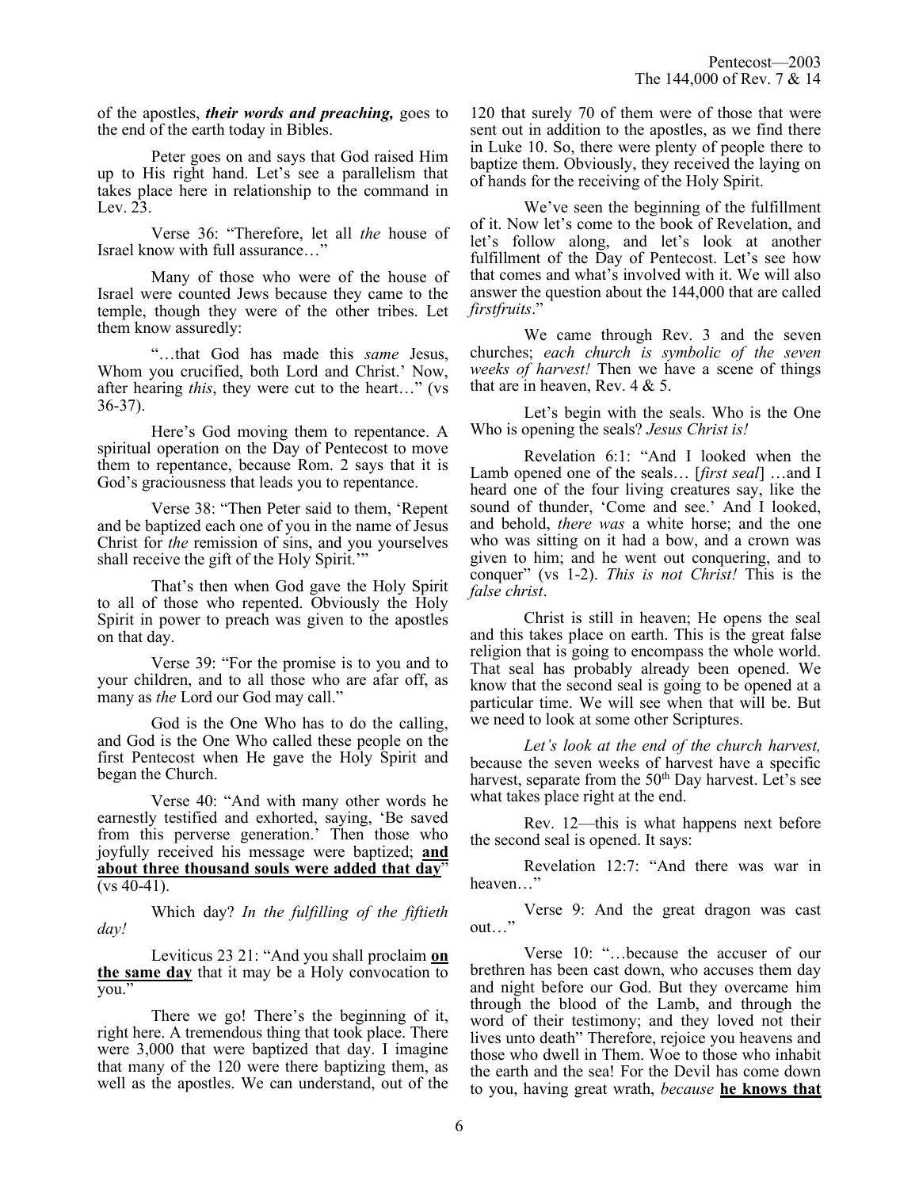of the apostles, ***their words and preaching,*** goes to the end of the earth today in Bibles.

Peter goes on and says that God raised Him up to His right hand. Let's see a parallelism that takes place here in relationship to the command in Lev. 23.

Verse 36: "Therefore, let all *the* house of Israel know with full assurance…"

Many of those who were of the house of Israel were counted Jews because they came to the temple, though they were of the other tribes. Let them know assuredly:

"…that God has made this *same* Jesus, Whom you crucified, both Lord and Christ.' Now, after hearing *this*, they were cut to the heart…" (vs 36-37).

Here's God moving them to repentance. A spiritual operation on the Day of Pentecost to move them to repentance, because Rom. 2 says that it is God's graciousness that leads you to repentance.

Verse 38: "Then Peter said to them, 'Repent and be baptized each one of you in the name of Jesus Christ for *the* remission of sins, and you yourselves shall receive the gift of the Holy Spirit.'"

That's then when God gave the Holy Spirit to all of those who repented. Obviously the Holy Spirit in power to preach was given to the apostles on that day.

Verse 39: "For the promise is to you and to your children, and to all those who are afar off, as many as *the* Lord our God may call."

God is the One Who has to do the calling, and God is the One Who called these people on the first Pentecost when He gave the Holy Spirit and began the Church.

Verse 40: "And with many other words he earnestly testified and exhorted, saying, 'Be saved from this perverse generation.' Then those who joyfully received his message were baptized; **<u>and about three thousand souls were added that day</u>**" (vs 40-41).

Which day? *In the fulfilling of the fiftieth day!*

Leviticus 23 21: "And you shall proclaim **<u>on the same day</u>** that it may be a Holy convocation to you."

There we go! There's the beginning of it, right here. A tremendous thing that took place. There were 3,000 that were baptized that day. I imagine that many of the 120 were there baptizing them, as well as the apostles. We can understand, out of the 120 that surely 70 of them were of those that were sent out in addition to the apostles, as we find there in Luke 10. So, there were plenty of people there to baptize them. Obviously, they received the laying on of hands for the receiving of the Holy Spirit.

We've seen the beginning of the fulfillment of it. Now let's come to the book of Revelation, and let's follow along, and let's look at another fulfillment of the Day of Pentecost. Let's see how that comes and what's involved with it. We will also answer the question about the 144,000 that are called *firstfruits*."

We came through Rev. 3 and the seven churches; *each church is symbolic of the seven weeks of harvest!* Then we have a scene of things that are in heaven, Rev. 4 & 5.

Let's begin with the seals. Who is the One Who is opening the seals? *Jesus Christ is!*

Revelation 6:1: "And I looked when the Lamb opened one of the seals… [*first seal*] …and I heard one of the four living creatures say, like the sound of thunder, 'Come and see.' And I looked, and behold, *there was* a white horse; and the one who was sitting on it had a bow, and a crown was given to him; and he went out conquering, and to conquer" (vs 1-2). *This is not Christ!* This is the *false christ*.

Christ is still in heaven; He opens the seal and this takes place on earth. This is the great false religion that is going to encompass the whole world. That seal has probably already been opened. We know that the second seal is going to be opened at a particular time. We will see when that will be. But we need to look at some other Scriptures.

*Let's look at the end of the church harvest,* because the seven weeks of harvest have a specific harvest, separate from the 50th Day harvest. Let's see what takes place right at the end.

Rev. 12—this is what happens next before the second seal is opened. It says:

Revelation 12:7: "And there was war in heaven…"

Verse 9: And the great dragon was cast out…"

Verse 10: "…because the accuser of our brethren has been cast down, who accuses them day and night before our God. But they overcame him through the blood of the Lamb, and through the word of their testimony; and they loved not their lives unto death" Therefore, rejoice you heavens and those who dwell in Them. Woe to those who inhabit the earth and the sea! For the Devil has come down to you, having great wrath, *because* **<u>he knows that</u>**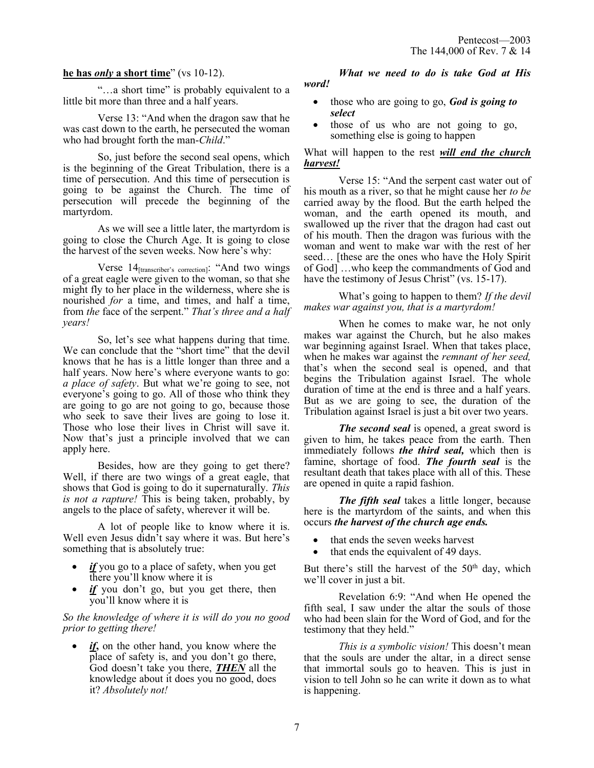**he has *only* a short time**" (vs 10-12).

"…a short time" is probably equivalent to a little bit more than three and a half years.

Verse 13: "And when the dragon saw that he was cast down to the earth, he persecuted the woman who had brought forth the man-*Child*."

So, just before the second seal opens, which is the beginning of the Great Tribulation, there is a time of persecution. And this time of persecution is going to be against the Church. The time of persecution will precede the beginning of the martyrdom.

As we will see a little later, the martyrdom is going to close the Church Age. It is going to close the harvest of the seven weeks. Now here's why:

Verse 14[transcriber's correction]: "And two wings of a great eagle were given to the woman, so that she might fly to her place in the wilderness, where she is nourished *for* a time, and times, and half a time, from *the* face of the serpent." *That's three and a half years!*

So, let's see what happens during that time. We can conclude that the "short time" that the devil knows that he has is a little longer than three and a half years. Now here's where everyone wants to go: *a place of safety*. But what we're going to see, not everyone's going to go. All of those who think they are going to go are not going to go, because those who seek to save their lives are going to lose it. Those who lose their lives in Christ will save it. Now that's just a principle involved that we can apply here.

Besides, how are they going to get there? Well, if there are two wings of a great eagle, that shows that God is going to do it supernaturally. *This is not a rapture!* This is being taken, probably, by angels to the place of safety, wherever it will be.

A lot of people like to know where it is. Well even Jesus didn't say where it was. But here's something that is absolutely true:

- ***if*** you go to a place of safety, when you get there you'll know where it is
- ***if*** you don't go, but you get there, then you'll know where it is

*So the knowledge of where it is will do you no good prior to getting there!*

- ***if*,** on the other hand, you know where the place of safety is, and you don't go there, God doesn't take you there, ***THEN*** all the knowledge about it does you no good, does it? *Absolutely not!*

***What we need to do is take God at His word!***

- those who are going to go, ***God is going to select***
- those of us who are not going to go, something else is going to happen

What will happen to the rest ***will end the church harvest!***

Verse 15: "And the serpent cast water out of his mouth as a river, so that he might cause her *to be* carried away by the flood. But the earth helped the woman, and the earth opened its mouth, and swallowed up the river that the dragon had cast out of his mouth. Then the dragon was furious with the woman and went to make war with the rest of her seed… [these are the ones who have the Holy Spirit of God] …who keep the commandments of God and have the testimony of Jesus Christ" (vs. 15-17).

What's going to happen to them? *If the devil makes war against you, that is a martyrdom!*

When he comes to make war, he not only makes war against the Church, but he also makes war beginning against Israel. When that takes place, when he makes war against the *remnant of her seed,* that's when the second seal is opened, and that begins the Tribulation against Israel. The whole duration of time at the end is three and a half years. But as we are going to see, the duration of the Tribulation against Israel is just a bit over two years.

***The second seal*** is opened, a great sword is given to him, he takes peace from the earth. Then immediately follows ***the third seal,*** which then is famine, shortage of food. ***The fourth seal*** is the resultant death that takes place with all of this. These are opened in quite a rapid fashion.

***The fifth seal*** takes a little longer, because here is the martyrdom of the saints, and when this occurs ***the harvest of the church age ends.***

- that ends the seven weeks harvest
- that ends the equivalent of 49 days.

But there's still the harvest of the 50th day, which we'll cover in just a bit.

Revelation 6:9: "And when He opened the fifth seal, I saw under the altar the souls of those who had been slain for the Word of God, and for the testimony that they held."

*This is a symbolic vision!* This doesn't mean that the souls are under the altar, in a direct sense that immortal souls go to heaven. This is just in vision to tell John so he can write it down as to what is happening.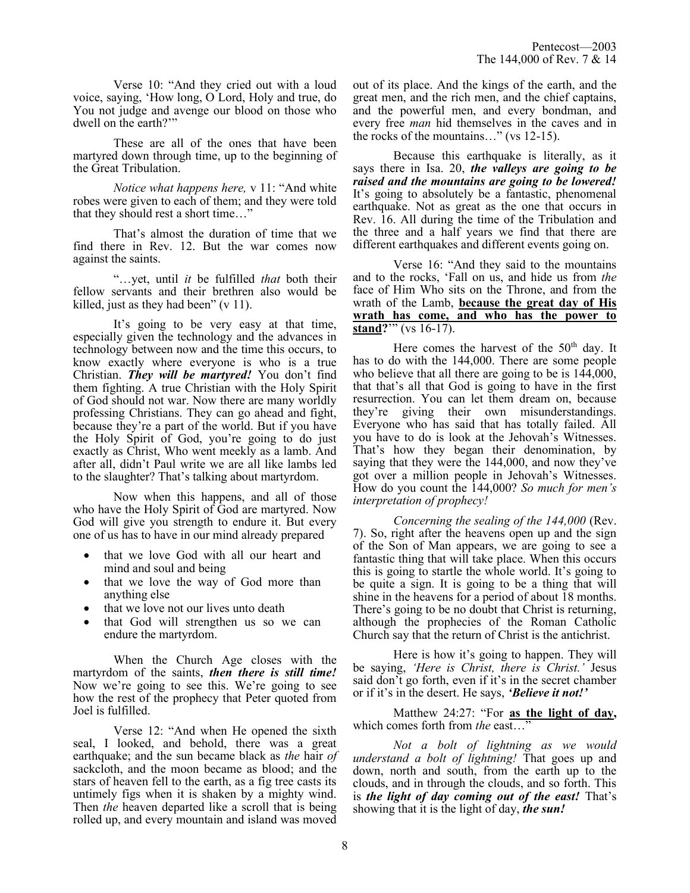Verse 10: "And they cried out with a loud voice, saying, 'How long, O Lord, Holy and true, do You not judge and avenge our blood on those who dwell on the earth?'"

These are all of the ones that have been martyred down through time, up to the beginning of the Great Tribulation.

*Notice what happens here,* v 11: "And white robes were given to each of them; and they were told that they should rest a short time…"

That's almost the duration of time that we find there in Rev. 12. But the war comes now against the saints.

"…yet, until *it* be fulfilled *that* both their fellow servants and their brethren also would be killed, just as they had been" (v 11).

It's going to be very easy at that time, especially given the technology and the advances in technology between now and the time this occurs, to know exactly where everyone is who is a true Christian. ***They will be martyred!*** You don't find them fighting. A true Christian with the Holy Spirit of God should not war. Now there are many worldly professing Christians. They can go ahead and fight, because they're a part of the world. But if you have the Holy Spirit of God, you're going to do just exactly as Christ, Who went meekly as a lamb. And after all, didn't Paul write we are all like lambs led to the slaughter? That's talking about martyrdom.

Now when this happens, and all of those who have the Holy Spirit of God are martyred. Now God will give you strength to endure it. But every one of us has to have in our mind already prepared

- that we love God with all our heart and mind and soul and being
- that we love the way of God more than anything else
- that we love not our lives unto death
- that God will strengthen us so we can endure the martyrdom.

When the Church Age closes with the martyrdom of the saints, ***then there is still time!*** Now we're going to see this. We're going to see how the rest of the prophecy that Peter quoted from Joel is fulfilled.

Verse 12: "And when He opened the sixth seal, I looked, and behold, there was a great earthquake; and the sun became black as *the* hair *of* sackcloth, and the moon became as blood; and the stars of heaven fell to the earth, as a fig tree casts its untimely figs when it is shaken by a mighty wind. Then *the* heaven departed like a scroll that is being rolled up, and every mountain and island was moved out of its place. And the kings of the earth, and the great men, and the rich men, and the chief captains, and the powerful men, and every bondman, and every free *man* hid themselves in the caves and in the rocks of the mountains…" (vs 12-15).

Because this earthquake is literally, as it says there in Isa. 20, ***the valleys are going to be raised and the mountains are going to be lowered!*** It's going to absolutely be a fantastic, phenomenal earthquake. Not as great as the one that occurs in Rev. 16. All during the time of the Tribulation and the three and a half years we find that there are different earthquakes and different events going on.

Verse 16: "And they said to the mountains and to the rocks, 'Fall on us, and hide us from *the* face of Him Who sits on the Throne, and from the wrath of the Lamb, **because the great day of His wrath has come, and who has the power to stand?**'" (vs 16-17).

Here comes the harvest of the 50th day. It has to do with the 144,000. There are some people who believe that all there are going to be is 144,000, that that's all that God is going to have in the first resurrection. You can let them dream on, because they're giving their own misunderstandings. Everyone who has said that has totally failed. All you have to do is look at the Jehovah's Witnesses. That's how they began their denomination, by saying that they were the 144,000, and now they've got over a million people in Jehovah's Witnesses. How do you count the 144,000? *So much for men's interpretation of prophecy!*

*Concerning the sealing of the 144,000* (Rev. 7). So, right after the heavens open up and the sign of the Son of Man appears, we are going to see a fantastic thing that will take place. When this occurs this is going to startle the whole world. It's going to be quite a sign. It is going to be a thing that will shine in the heavens for a period of about 18 months. There's going to be no doubt that Christ is returning, although the prophecies of the Roman Catholic Church say that the return of Christ is the antichrist.

Here is how it's going to happen. They will be saying, *'Here is Christ, there is Christ.'* Jesus said don't go forth, even if it's in the secret chamber or if it's in the desert. He says, ***'Believe it not!'***

Matthew 24:27: "For **as the light of day,** which comes forth from *the* east…"

*Not a bolt of lightning as we would understand a bolt of lightning!* That goes up and down, north and south, from the earth up to the clouds, and in through the clouds, and so forth. This is ***the light of day coming out of the east!*** That's showing that it is the light of day, ***the sun!***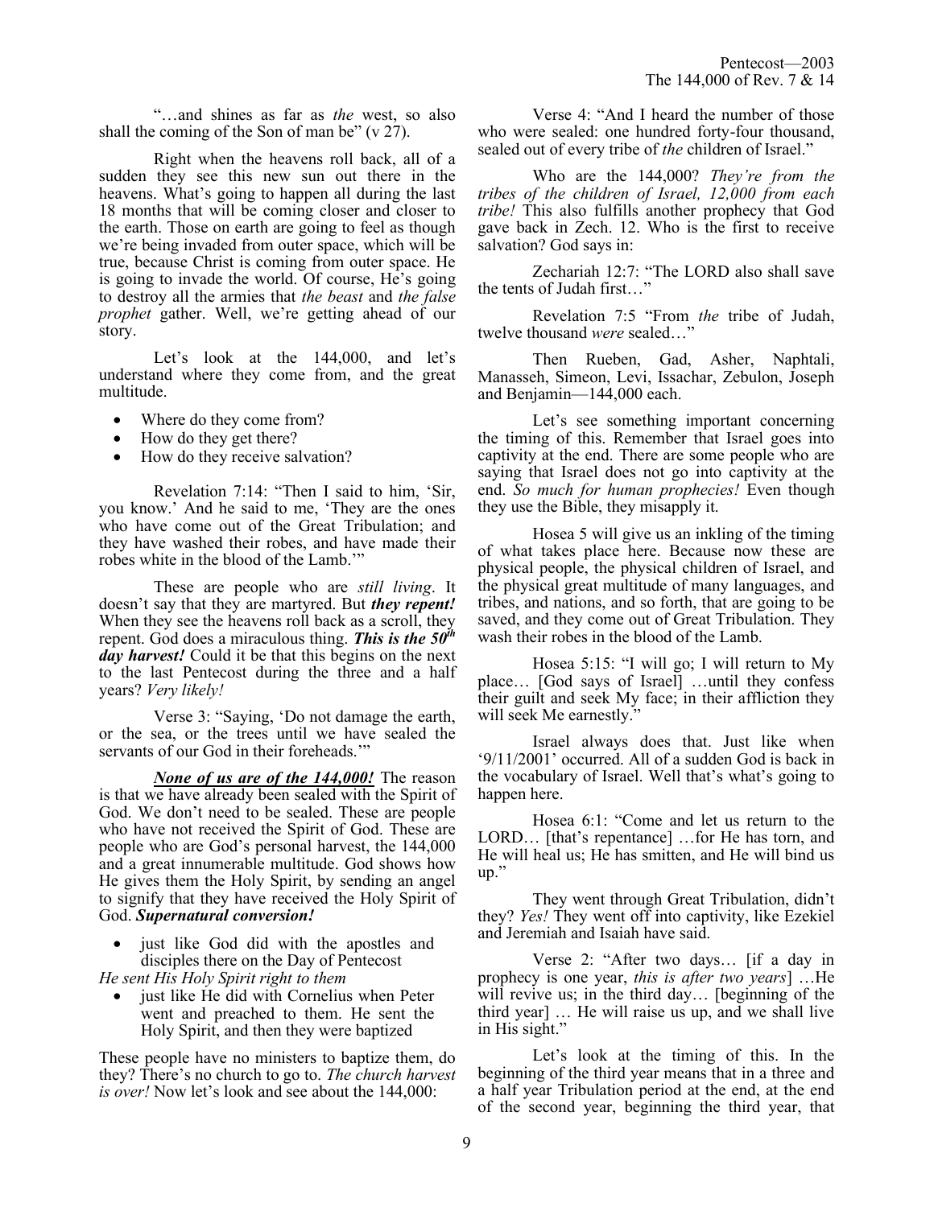"…and shines as far as *the* west, so also shall the coming of the Son of man be" (v 27).

Right when the heavens roll back, all of a sudden they see this new sun out there in the heavens. What's going to happen all during the last 18 months that will be coming closer and closer to the earth. Those on earth are going to feel as though we're being invaded from outer space, which will be true, because Christ is coming from outer space. He is going to invade the world. Of course, He's going to destroy all the armies that *the beast* and *the false prophet* gather. Well, we're getting ahead of our story.

Let's look at the 144,000, and let's understand where they come from, and the great multitude.

- Where do they come from?
- How do they get there?
- How do they receive salvation?

Revelation 7:14: "Then I said to him, 'Sir, you know.' And he said to me, 'They are the ones who have come out of the Great Tribulation; and they have washed their robes, and have made their robes white in the blood of the Lamb.'"

These are people who are *still living*. It doesn't say that they are martyred. But ***they repent!*** When they see the heavens roll back as a scroll, they repent. God does a miraculous thing. ***This is the 50th day harvest!*** Could it be that this begins on the next to the last Pentecost during the three and a half years? *Very likely!*

Verse 3: "Saying, 'Do not damage the earth, or the sea, or the trees until we have sealed the servants of our God in their foreheads.'"

***None of us are of the 144,000!*** The reason is that we have already been sealed with the Spirit of God. We don't need to be sealed. These are people who have not received the Spirit of God. These are people who are God's personal harvest, the 144,000 and a great innumerable multitude. God shows how He gives them the Holy Spirit, by sending an angel to signify that they have received the Holy Spirit of God. ***Supernatural conversion!***

- just like God did with the apostles and disciples there on the Day of Pentecost

*He sent His Holy Spirit right to them*

- just like He did with Cornelius when Peter went and preached to them. He sent the Holy Spirit, and then they were baptized

These people have no ministers to baptize them, do they? There's no church to go to. *The church harvest is over!* Now let's look and see about the 144,000:

Verse 4: "And I heard the number of those who were sealed: one hundred forty-four thousand, sealed out of every tribe of *the* children of Israel."

Who are the 144,000? *They're from the tribes of the children of Israel, 12,000 from each tribe!* This also fulfills another prophecy that God gave back in Zech. 12. Who is the first to receive salvation? God says in:

Zechariah 12:7: "The LORD also shall save the tents of Judah first…"

Revelation 7:5 "From *the* tribe of Judah, twelve thousand *were* sealed…"

Then Rueben, Gad, Asher, Naphtali, Manasseh, Simeon, Levi, Issachar, Zebulon, Joseph and Benjamin—144,000 each.

Let's see something important concerning the timing of this. Remember that Israel goes into captivity at the end. There are some people who are saying that Israel does not go into captivity at the end. *So much for human prophecies!* Even though they use the Bible, they misapply it.

Hosea 5 will give us an inkling of the timing of what takes place here. Because now these are physical people, the physical children of Israel, and the physical great multitude of many languages, and tribes, and nations, and so forth, that are going to be saved, and they come out of Great Tribulation. They wash their robes in the blood of the Lamb.

Hosea 5:15: "I will go; I will return to My place… [God says of Israel] …until they confess their guilt and seek My face; in their affliction they will seek Me earnestly."

Israel always does that. Just like when '9/11/2001' occurred. All of a sudden God is back in the vocabulary of Israel. Well that's what's going to happen here.

Hosea 6:1: "Come and let us return to the LORD… [that's repentance] …for He has torn, and He will heal us; He has smitten, and He will bind us up."

They went through Great Tribulation, didn't they? *Yes!* They went off into captivity, like Ezekiel and Jeremiah and Isaiah have said.

Verse 2: "After two days… [if a day in prophecy is one year, *this is after two years*] …He will revive us; in the third day… [beginning of the third year] … He will raise us up, and we shall live in His sight."

Let's look at the timing of this. In the beginning of the third year means that in a three and a half year Tribulation period at the end, at the end of the second year, beginning the third year, that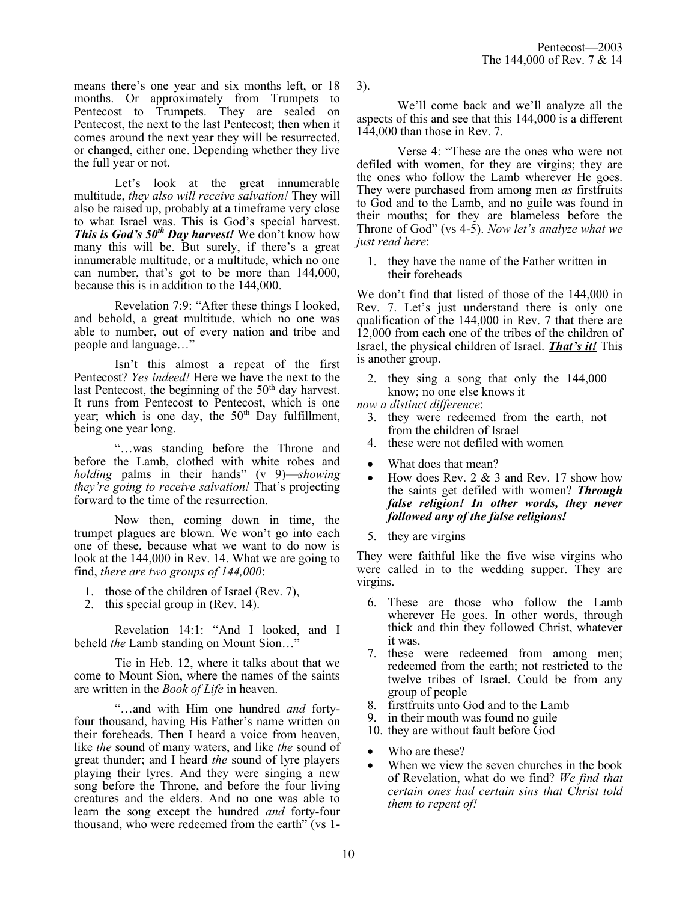means there's one year and six months left, or 18 months. Or approximately from Trumpets to Pentecost to Pentecost to Trumpets. They are sealed on Pentecost, the next to the last Pentecost; then when it comes around the next year they will be resurrected, or changed, either one. Depending whether they live the full year or not.

Let's look at the great innumerable multitude, *they also will receive salvation!* They will also be raised up, probably at a timeframe very close to what Israel was. This is God's special harvest. ***This is God's 50th Day harvest!*** We don't know how many this will be. But surely, if there's a great innumerable multitude, or a multitude, which no one can number, that's got to be more than 144,000, because this is in addition to the 144,000.

Revelation 7:9: "After these things I looked, and behold, a great multitude, which no one was able to number, out of every nation and tribe and people and language…"

Isn't this almost a repeat of the first Pentecost? *Yes indeed!* Here we have the next to the last Pentecost, the beginning of the 50th day harvest. It runs from Pentecost to Pentecost, which is one year; which is one day, the 50th Day fulfillment, being one year long.

"…was standing before the Throne and before the Lamb, clothed with white robes and *holding* palms in their hands" (v 9)—*showing they're going to receive salvation!* That's projecting forward to the time of the resurrection.

Now then, coming down in time, the trumpet plagues are blown. We won't go into each one of these, because what we want to do now is look at the 144,000 in Rev. 14. What we are going to find, *there are two groups of 144,000*:

1. those of the children of Israel (Rev. 7),
2. this special group in (Rev. 14).

Revelation 14:1: "And I looked, and I beheld *the* Lamb standing on Mount Sion…"

Tie in Heb. 12, where it talks about that we come to Mount Sion, where the names of the saints are written in the *Book of Life* in heaven.

"…and with Him one hundred *and* forty-four thousand, having His Father's name written on their foreheads. Then I heard a voice from heaven, like *the* sound of many waters, and like *the* sound of great thunder; and I heard *the* sound of lyre players playing their lyres. And they were singing a new song before the Throne, and before the four living creatures and the elders. And no one was able to learn the song except the hundred *and* forty-four thousand, who were redeemed from the earth" (vs 1-3).

We'll come back and we'll analyze all the aspects of this and see that this 144,000 is a different 144,000 than those in Rev. 7.

Verse 4: "These are the ones who were not defiled with women, for they are virgins; they are the ones who follow the Lamb wherever He goes. They were purchased from among men *as* firstfruits to God and to the Lamb, and no guile was found in their mouths; for they are blameless before the Throne of God" (vs 4-5). *Now let's analyze what we just read here*:

1. they have the name of the Father written in their foreheads

We don't find that listed of those of the 144,000 in Rev. 7. Let's just understand there is only one qualification of the 144,000 in Rev. 7 that there are 12,000 from each one of the tribes of the children of Israel, the physical children of Israel. ***That's it!*** This is another group.

2. they sing a song that only the 144,000 know; no one else knows it

*now a distinct difference*:

3. they were redeemed from the earth, not from the children of Israel
4. these were not defiled with women

- What does that mean?
- How does Rev. 2 & 3 and Rev. 17 show how the saints get defiled with women? ***Through false religion! In other words, they never followed any of the false religions!***

5. they are virgins

They were faithful like the five wise virgins who were called in to the wedding supper. They are virgins.

6. These are those who follow the Lamb wherever He goes. In other words, through thick and thin they followed Christ, whatever it was.
7. these were redeemed from among men; redeemed from the earth; not restricted to the twelve tribes of Israel. Could be from any group of people
8. firstfruits unto God and to the Lamb
9. in their mouth was found no guile
10. they are without fault before God

- Who are these?
- When we view the seven churches in the book of Revelation, what do we find? *We find that certain ones had certain sins that Christ told them to repent of!*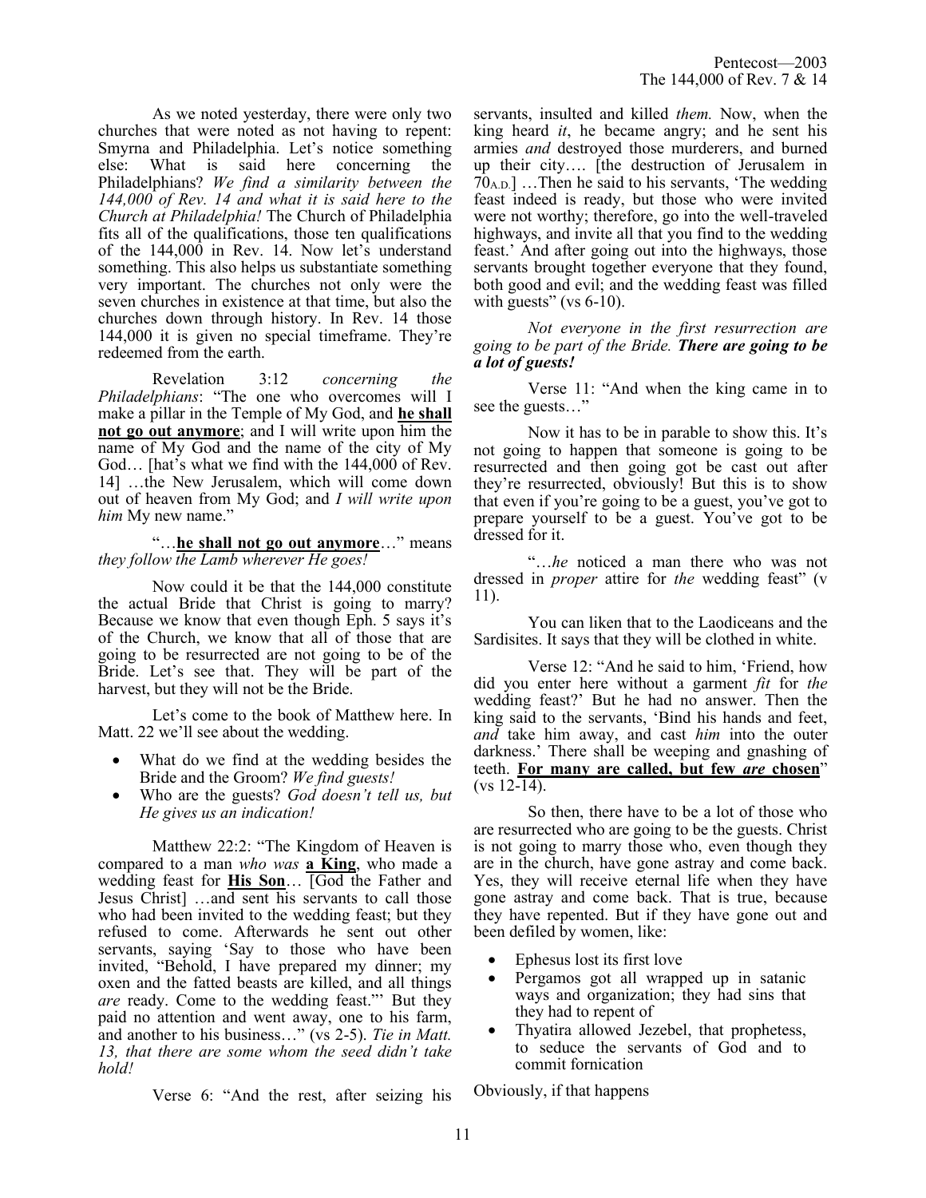As we noted yesterday, there were only two churches that were noted as not having to repent: Smyrna and Philadelphia. Let's notice something else: What is said here concerning the Philadelphians? *We find a similarity between the 144,000 of Rev. 14 and what it is said here to the Church at Philadelphia!* The Church of Philadelphia fits all of the qualifications, those ten qualifications of the 144,000 in Rev. 14. Now let's understand something. This also helps us substantiate something very important. The churches not only were the seven churches in existence at that time, but also the churches down through history. In Rev. 14 those 144,000 it is given no special timeframe. They're redeemed from the earth.

Revelation 3:12 *concerning the Philadelphians*: "The one who overcomes will I make a pillar in the Temple of My God, and **he shall not go out anymore**; and I will write upon him the name of My God and the name of the city of My God… [hat's what we find with the 144,000 of Rev. 14] …the New Jerusalem, which will come down out of heaven from My God; and *I will write upon him* My new name."

"…**he shall not go out anymore**…" means *they follow the Lamb wherever He goes!*

Now could it be that the 144,000 constitute the actual Bride that Christ is going to marry? Because we know that even though Eph. 5 says it's of the Church, we know that all of those that are going to be resurrected are not going to be of the Bride. Let's see that. They will be part of the harvest, but they will not be the Bride.

Let's come to the book of Matthew here. In Matt. 22 we'll see about the wedding.

- What do we find at the wedding besides the Bride and the Groom? *We find guests!*
- Who are the guests? *God doesn't tell us, but He gives us an indication!*

Matthew 22:2: "The Kingdom of Heaven is compared to a man *who was* **a King**, who made a wedding feast for **His Son**… [God the Father and Jesus Christ] …and sent his servants to call those who had been invited to the wedding feast; but they refused to come. Afterwards he sent out other servants, saying 'Say to those who have been invited, "Behold, I have prepared my dinner; my oxen and the fatted beasts are killed, and all things *are* ready. Come to the wedding feast."' But they paid no attention and went away, one to his farm, and another to his business…" (vs 2-5). *Tie in Matt. 13, that there are some whom the seed didn't take hold!*

Verse 6: "And the rest, after seizing his servants, insulted and killed *them.* Now, when the king heard *it*, he became angry; and he sent his armies *and* destroyed those murderers, and burned up their city…. [the destruction of Jerusalem in 70A.D.] …Then he said to his servants, 'The wedding feast indeed is ready, but those who were invited were not worthy; therefore, go into the well-traveled highways, and invite all that you find to the wedding feast.' And after going out into the highways, those servants brought together everyone that they found, both good and evil; and the wedding feast was filled with guests" (vs 6-10).

*Not everyone in the first resurrection are going to be part of the Bride.* ***There are going to be a lot of guests!***

Verse 11: "And when the king came in to see the guests…"

Now it has to be in parable to show this. It's not going to happen that someone is going to be resurrected and then going got be cast out after they're resurrected, obviously! But this is to show that even if you're going to be a guest, you've got to prepare yourself to be a guest. You've got to be dressed for it.

"…*he* noticed a man there who was not dressed in *proper* attire for *the* wedding feast" (v 11).

You can liken that to the Laodiceans and the Sardisites. It says that they will be clothed in white.

Verse 12: "And he said to him, 'Friend, how did you enter here without a garment *fit* for *the* wedding feast?' But he had no answer. Then the king said to the servants, 'Bind his hands and feet, *and* take him away, and cast *him* into the outer darkness.' There shall be weeping and gnashing of teeth. **For many are called, but few *are* chosen**" (vs 12-14).

So then, there have to be a lot of those who are resurrected who are going to be the guests. Christ is not going to marry those who, even though they are in the church, have gone astray and come back. Yes, they will receive eternal life when they have gone astray and come back. That is true, because they have repented. But if they have gone out and been defiled by women, like:

- Ephesus lost its first love
- Pergamos got all wrapped up in satanic ways and organization; they had sins that they had to repent of
- Thyatira allowed Jezebel, that prophetess, to seduce the servants of God and to commit fornication

Obviously, if that happens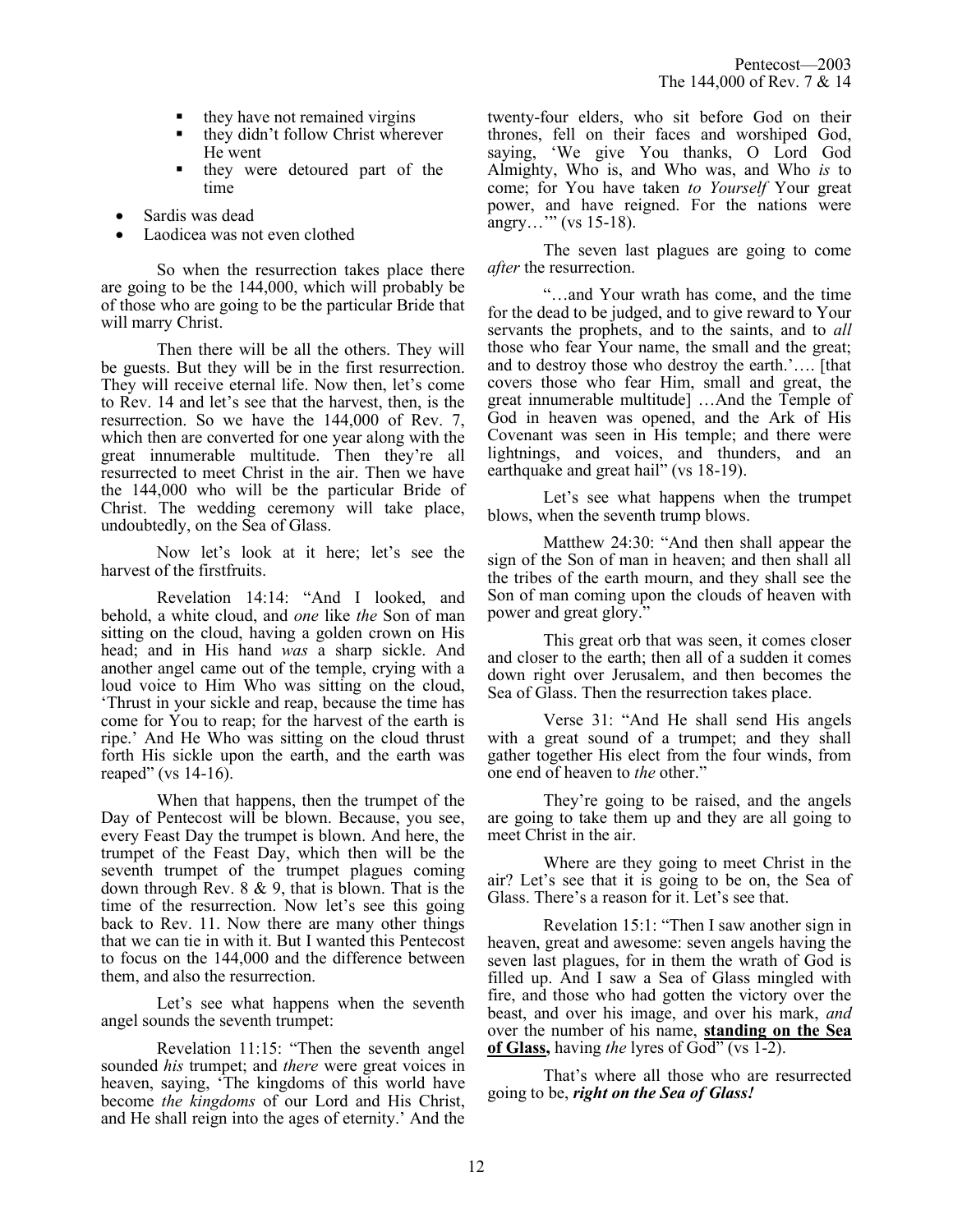- they have not remained virgins
- they didn't follow Christ wherever He went
- they were detoured part of the time

- Sardis was dead
- Laodicea was not even clothed

So when the resurrection takes place there are going to be the 144,000, which will probably be of those who are going to be the particular Bride that will marry Christ.

Then there will be all the others. They will be guests. But they will be in the first resurrection. They will receive eternal life. Now then, let's come to Rev. 14 and let's see that the harvest, then, is the resurrection. So we have the 144,000 of Rev. 7, which then are converted for one year along with the great innumerable multitude. Then they're all resurrected to meet Christ in the air. Then we have the 144,000 who will be the particular Bride of Christ. The wedding ceremony will take place, undoubtedly, on the Sea of Glass.

Now let's look at it here; let's see the harvest of the firstfruits.

Revelation 14:14: "And I looked, and behold, a white cloud, and *one* like *the* Son of man sitting on the cloud, having a golden crown on His head; and in His hand *was* a sharp sickle. And another angel came out of the temple, crying with a loud voice to Him Who was sitting on the cloud, 'Thrust in your sickle and reap, because the time has come for You to reap; for the harvest of the earth is ripe.' And He Who was sitting on the cloud thrust forth His sickle upon the earth, and the earth was reaped" (vs 14-16).

When that happens, then the trumpet of the Day of Pentecost will be blown. Because, you see, every Feast Day the trumpet is blown. And here, the trumpet of the Feast Day, which then will be the seventh trumpet of the trumpet plagues coming down through Rev. 8 & 9, that is blown. That is the time of the resurrection. Now let's see this going back to Rev. 11. Now there are many other things that we can tie in with it. But I wanted this Pentecost to focus on the 144,000 and the difference between them, and also the resurrection.

Let's see what happens when the seventh angel sounds the seventh trumpet:

Revelation 11:15: "Then the seventh angel sounded *his* trumpet; and *there* were great voices in heaven, saying, 'The kingdoms of this world have become *the kingdoms* of our Lord and His Christ, and He shall reign into the ages of eternity.' And the twenty-four elders, who sit before God on their thrones, fell on their faces and worshiped God, saying, 'We give You thanks, O Lord God Almighty, Who is, and Who was, and Who *is* to come; for You have taken *to Yourself* Your great power, and have reigned. For the nations were angry…'" (vs 15-18).

The seven last plagues are going to come *after* the resurrection.

"…and Your wrath has come, and the time for the dead to be judged, and to give reward to Your servants the prophets, and to the saints, and to *all* those who fear Your name, the small and the great; and to destroy those who destroy the earth.'…. [that covers those who fear Him, small and great, the great innumerable multitude] …And the Temple of God in heaven was opened, and the Ark of His Covenant was seen in His temple; and there were lightnings, and voices, and thunders, and an earthquake and great hail" (vs 18-19).

Let's see what happens when the trumpet blows, when the seventh trump blows.

Matthew 24:30: "And then shall appear the sign of the Son of man in heaven; and then shall all the tribes of the earth mourn, and they shall see the Son of man coming upon the clouds of heaven with power and great glory."

This great orb that was seen, it comes closer and closer to the earth; then all of a sudden it comes down right over Jerusalem, and then becomes the Sea of Glass. Then the resurrection takes place.

Verse 31: "And He shall send His angels with a great sound of a trumpet; and they shall gather together His elect from the four winds, from one end of heaven to *the* other."

They're going to be raised, and the angels are going to take them up and they are all going to meet Christ in the air.

Where are they going to meet Christ in the air? Let's see that it is going to be on, the Sea of Glass. There's a reason for it. Let's see that.

Revelation 15:1: "Then I saw another sign in heaven, great and awesome: seven angels having the seven last plagues, for in them the wrath of God is filled up. And I saw a Sea of Glass mingled with fire, and those who had gotten the victory over the beast, and over his image, and over his mark, *and* over the number of his name, **standing on the Sea of Glass,** having *the* lyres of God" (vs 1-2).

That's where all those who are resurrected going to be, ***right on the Sea of Glass!***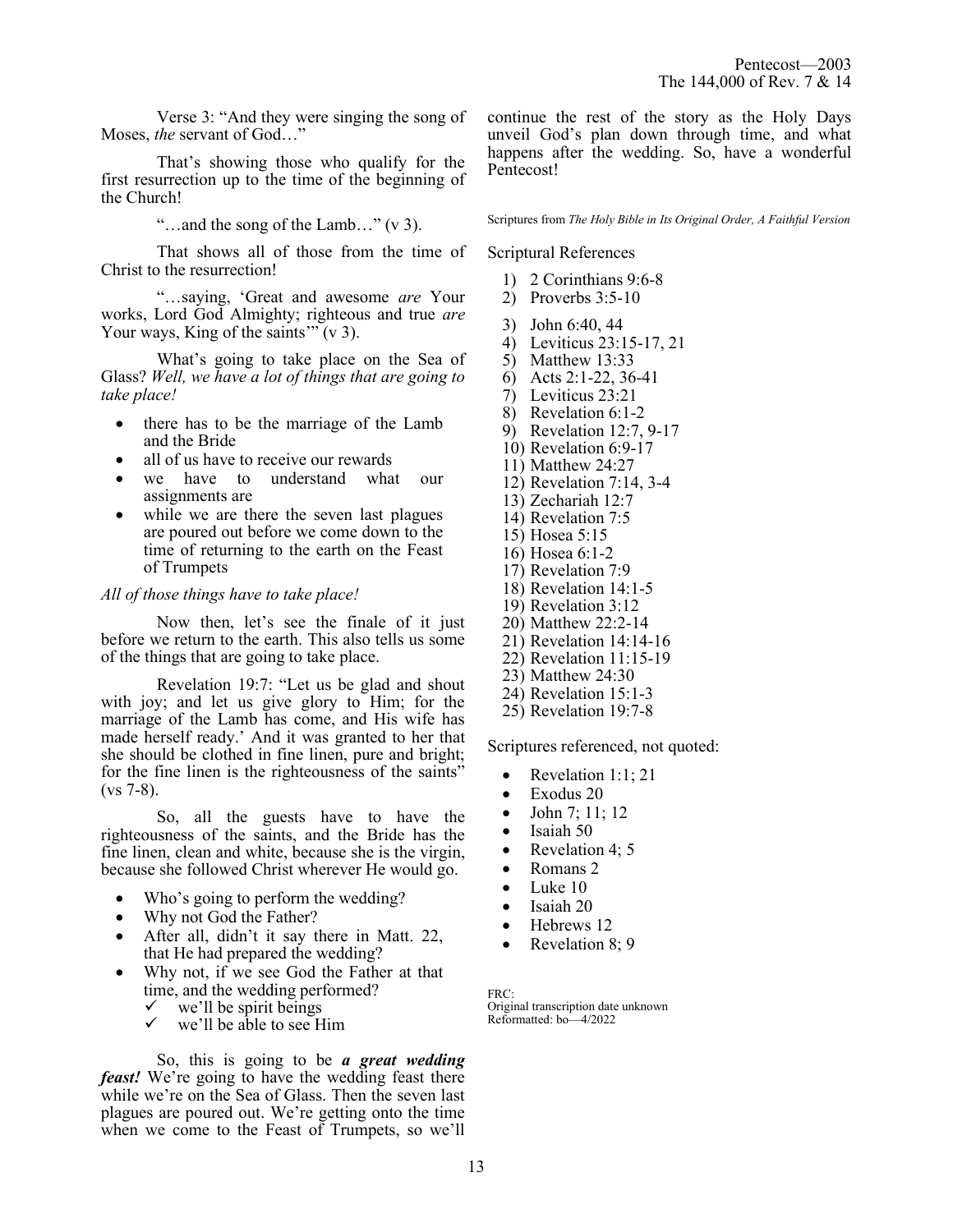Verse 3: "And they were singing the song of Moses, *the* servant of God…"

That's showing those who qualify for the first resurrection up to the time of the beginning of the Church!

"…and the song of the Lamb…" (v 3).

That shows all of those from the time of Christ to the resurrection!

"…saying, 'Great and awesome *are* Your works, Lord God Almighty; righteous and true *are* Your ways, King of the saints'" (v 3).

What's going to take place on the Sea of Glass? *Well, we have a lot of things that are going to take place!*

- there has to be the marriage of the Lamb and the Bride
- all of us have to receive our rewards
- we have to understand what our assignments are
- while we are there the seven last plagues are poured out before we come down to the time of returning to the earth on the Feast of Trumpets

*All of those things have to take place!*

Now then, let's see the finale of it just before we return to the earth. This also tells us some of the things that are going to take place.

Revelation 19:7: "Let us be glad and shout with joy; and let us give glory to Him; for the marriage of the Lamb has come, and His wife has made herself ready.' And it was granted to her that she should be clothed in fine linen, pure and bright; for the fine linen is the righteousness of the saints" (vs 7-8).

So, all the guests have to have the righteousness of the saints, and the Bride has the fine linen, clean and white, because she is the virgin, because she followed Christ wherever He would go.

- Who's going to perform the wedding?
- Why not God the Father?
- After all, didn't it say there in Matt. 22, that He had prepared the wedding?
- Why not, if we see God the Father at that time, and the wedding performed?
  - ✓ we'll be spirit beings
  - ✓ we'll be able to see Him

So, this is going to be ***a great wedding feast!*** We're going to have the wedding feast there while we're on the Sea of Glass. Then the seven last plagues are poured out. We're getting onto the time when we come to the Feast of Trumpets, so we'll continue the rest of the story as the Holy Days unveil God's plan down through time, and what happens after the wedding. So, have a wonderful Pentecost!

Scriptures from *The Holy Bible in Its Original Order, A Faithful Version*

Scriptural References

1) 2 Corinthians 9:6-8
2) Proverbs 3:5-10
3) John 6:40, 44
4) Leviticus 23:15-17, 21
5) Matthew 13:33
6) Acts 2:1-22, 36-41
7) Leviticus 23:21
8) Revelation 6:1-2
9) Revelation 12:7, 9-17
10) Revelation 6:9-17
11) Matthew 24:27
12) Revelation 7:14, 3-4
13) Zechariah 12:7
14) Revelation 7:5
15) Hosea 5:15
16) Hosea 6:1-2
17) Revelation 7:9
18) Revelation 14:1-5
19) Revelation 3:12
20) Matthew 22:2-14
21) Revelation 14:14-16
22) Revelation 11:15-19
23) Matthew 24:30
24) Revelation 15:1-3
25) Revelation 19:7-8

Scriptures referenced, not quoted:

- Revelation 1:1; 21
- Exodus 20
- John 7; 11; 12
- Isaiah 50
- Revelation 4; 5
- Romans 2
- Luke 10
- Isaiah 20
- Hebrews 12
- Revelation 8; 9

FRC:
Original transcription date unknown
Reformatted: bo—4/2022